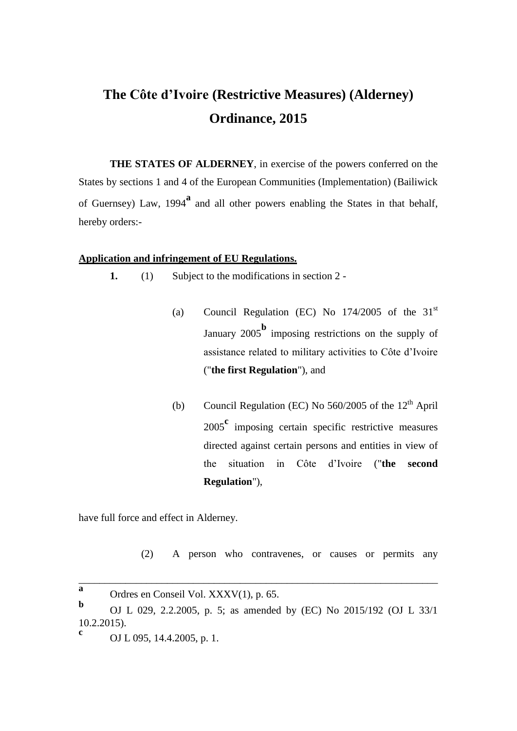# The Côte d'Ivoire (Restrictive Measures) (Alderney) Ordinance, 2015

**THE STATES OF ALDERNEY**, in exercise of the powers conferred on the States by sections 1 and 4 of the European Communities (Implementation) (Bailiwick of Guernsey) Law, 1994[a] and all other powers enabling the States in that behalf, hereby orders:-

**Application and infringement of EU Regulations.**

**1.** (1) Subject to the modifications in section 2 -

(a) Council Regulation (EC) No 174/2005 of the 31st January 2005[b] imposing restrictions on the supply of assistance related to military activities to Côte d'Ivoire ("**the first Regulation**"), and

(b) Council Regulation (EC) No 560/2005 of the 12th April 2005[c] imposing certain specific restrictive measures directed against certain persons and entities in view of the situation in Côte d'Ivoire ("**the second Regulation**"),

have full force and effect in Alderney.

(2) A person who contravenes, or causes or permits any

---

[a] Ordres en Conseil Vol. XXXV(1), p. 65.

[b] OJ L 029, 2.2.2005, p. 5; as amended by (EC) No 2015/192 (OJ L 33/1 10.2.2015).

[c] OJ L 095, 14.4.2005, p. 1.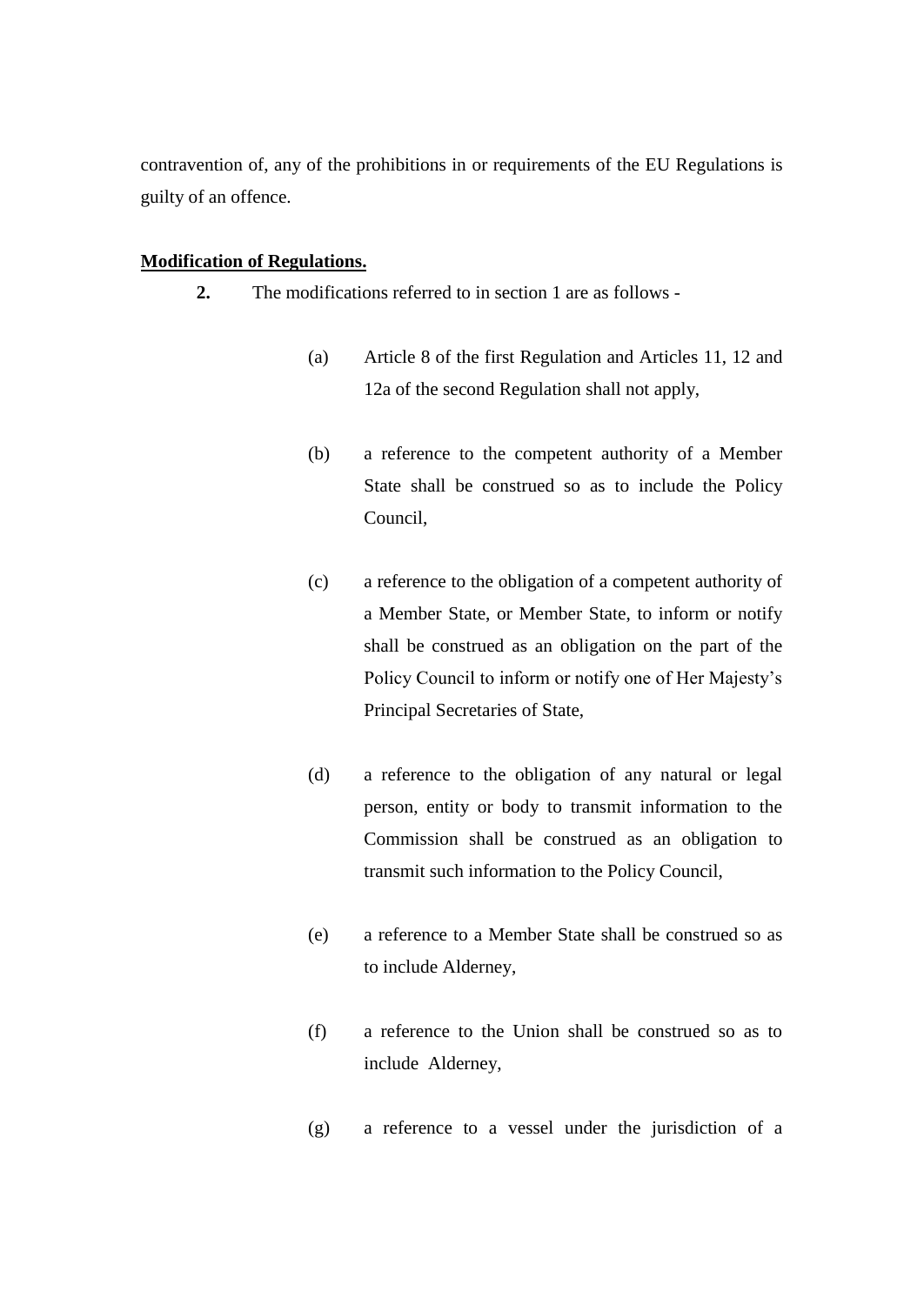contravention of, any of the prohibitions in or requirements of the EU Regulations is guilty of an offence.

**Modification of Regulations.**

**2.** The modifications referred to in section 1 are as follows -

(a) Article 8 of the first Regulation and Articles 11, 12 and 12a of the second Regulation shall not apply,

(b) a reference to the competent authority of a Member State shall be construed so as to include the Policy Council,

(c) a reference to the obligation of a competent authority of a Member State, or Member State, to inform or notify shall be construed as an obligation on the part of the Policy Council to inform or notify one of Her Majesty's Principal Secretaries of State,

(d) a reference to the obligation of any natural or legal person, entity or body to transmit information to the Commission shall be construed as an obligation to transmit such information to the Policy Council,

(e) a reference to a Member State shall be construed so as to include Alderney,

(f) a reference to the Union shall be construed so as to include Alderney,

(g) a reference to a vessel under the jurisdiction of a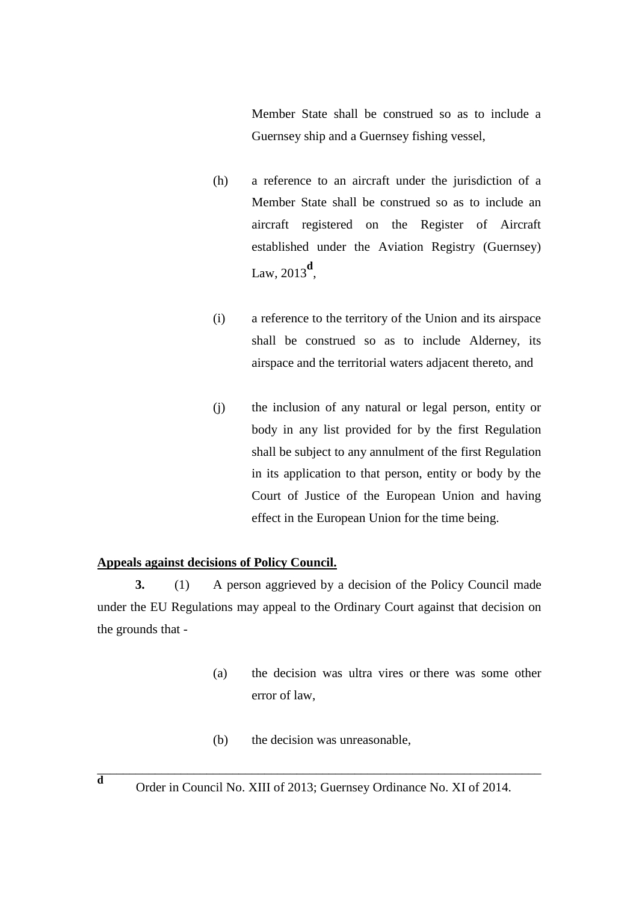Member State shall be construed so as to include a Guernsey ship and a Guernsey fishing vessel,

(h) a reference to an aircraft under the jurisdiction of a Member State shall be construed so as to include an aircraft registered on the Register of Aircraft established under the Aviation Registry (Guernsey) Law, 2013[d],

(i) a reference to the territory of the Union and its airspace shall be construed so as to include Alderney, its airspace and the territorial waters adjacent thereto, and

(j) the inclusion of any natural or legal person, entity or body in any list provided for by the first Regulation shall be subject to any annulment of the first Regulation in its application to that person, entity or body by the Court of Justice of the European Union and having effect in the European Union for the time being.

**Appeals against decisions of Policy Council.**

**3.** (1) A person aggrieved by a decision of the Policy Council made under the EU Regulations may appeal to the Ordinary Court against that decision on the grounds that -

(a) the decision was ultra vires or there was some other error of law,

(b) the decision was unreasonable,

---

[d] Order in Council No. XIII of 2013; Guernsey Ordinance No. XI of 2014.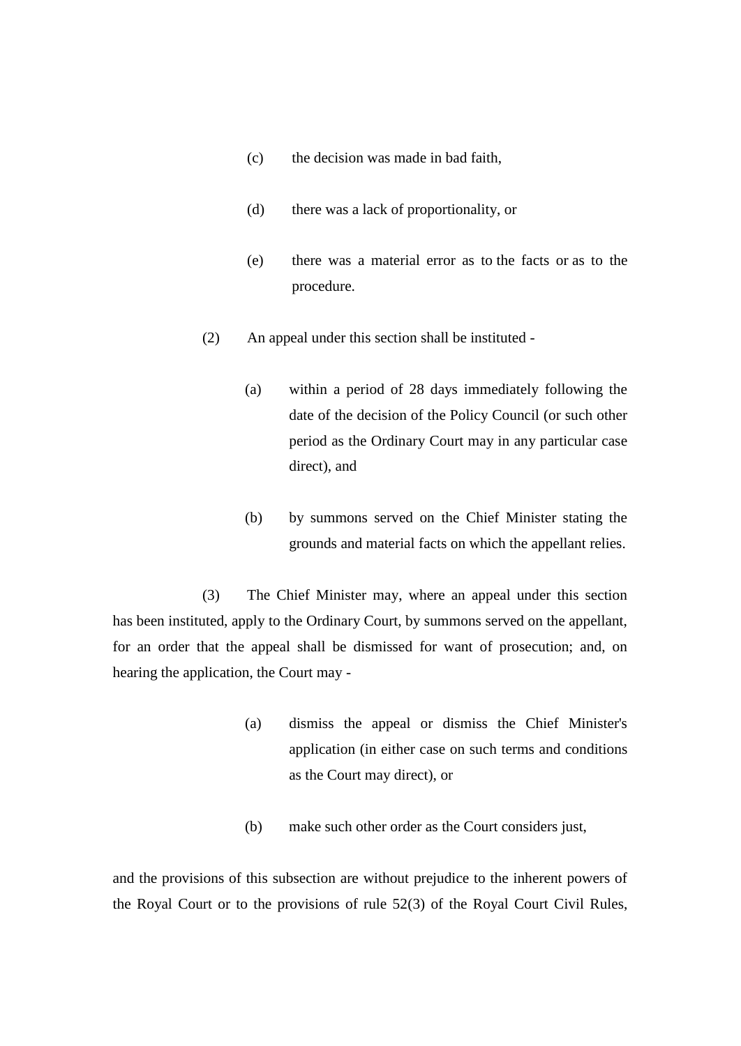(c) the decision was made in bad faith,

(d) there was a lack of proportionality, or

(e) there was a material error as to the facts or as to the procedure.

(2) An appeal under this section shall be instituted -

(a) within a period of 28 days immediately following the date of the decision of the Policy Council (or such other period as the Ordinary Court may in any particular case direct), and

(b) by summons served on the Chief Minister stating the grounds and material facts on which the appellant relies.

(3) The Chief Minister may, where an appeal under this section has been instituted, apply to the Ordinary Court, by summons served on the appellant, for an order that the appeal shall be dismissed for want of prosecution; and, on hearing the application, the Court may -

(a) dismiss the appeal or dismiss the Chief Minister's application (in either case on such terms and conditions as the Court may direct), or

(b) make such other order as the Court considers just,

and the provisions of this subsection are without prejudice to the inherent powers of the Royal Court or to the provisions of rule 52(3) of the Royal Court Civil Rules,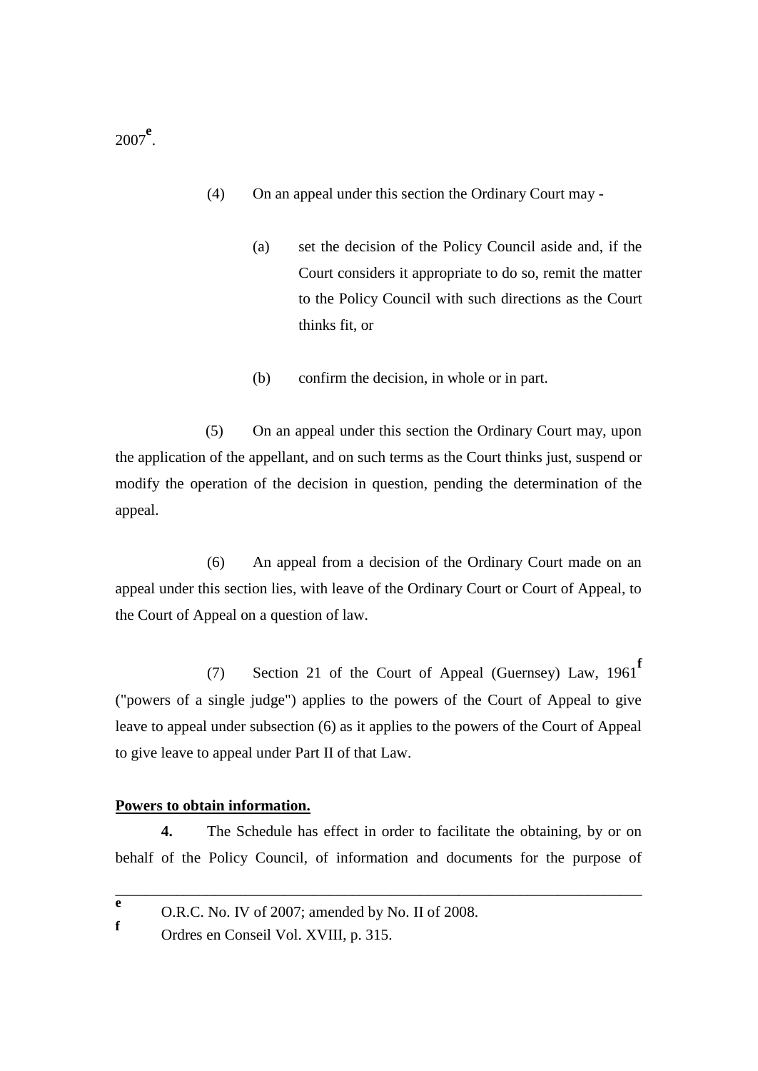2007[e].

(4) On an appeal under this section the Ordinary Court may -

(a) set the decision of the Policy Council aside and, if the Court considers it appropriate to do so, remit the matter to the Policy Council with such directions as the Court thinks fit, or

(b) confirm the decision, in whole or in part.

(5) On an appeal under this section the Ordinary Court may, upon the application of the appellant, and on such terms as the Court thinks just, suspend or modify the operation of the decision in question, pending the determination of the appeal.

(6) An appeal from a decision of the Ordinary Court made on an appeal under this section lies, with leave of the Ordinary Court or Court of Appeal, to the Court of Appeal on a question of law.

(7) Section 21 of the Court of Appeal (Guernsey) Law, 1961[f] ("powers of a single judge") applies to the powers of the Court of Appeal to give leave to appeal under subsection (6) as it applies to the powers of the Court of Appeal to give leave to appeal under Part II of that Law.

**Powers to obtain information.**

**4.** The Schedule has effect in order to facilitate the obtaining, by or on behalf of the Policy Council, of information and documents for the purpose of

---

[e] O.R.C. No. IV of 2007; amended by No. II of 2008.

[f] Ordres en Conseil Vol. XVIII, p. 315.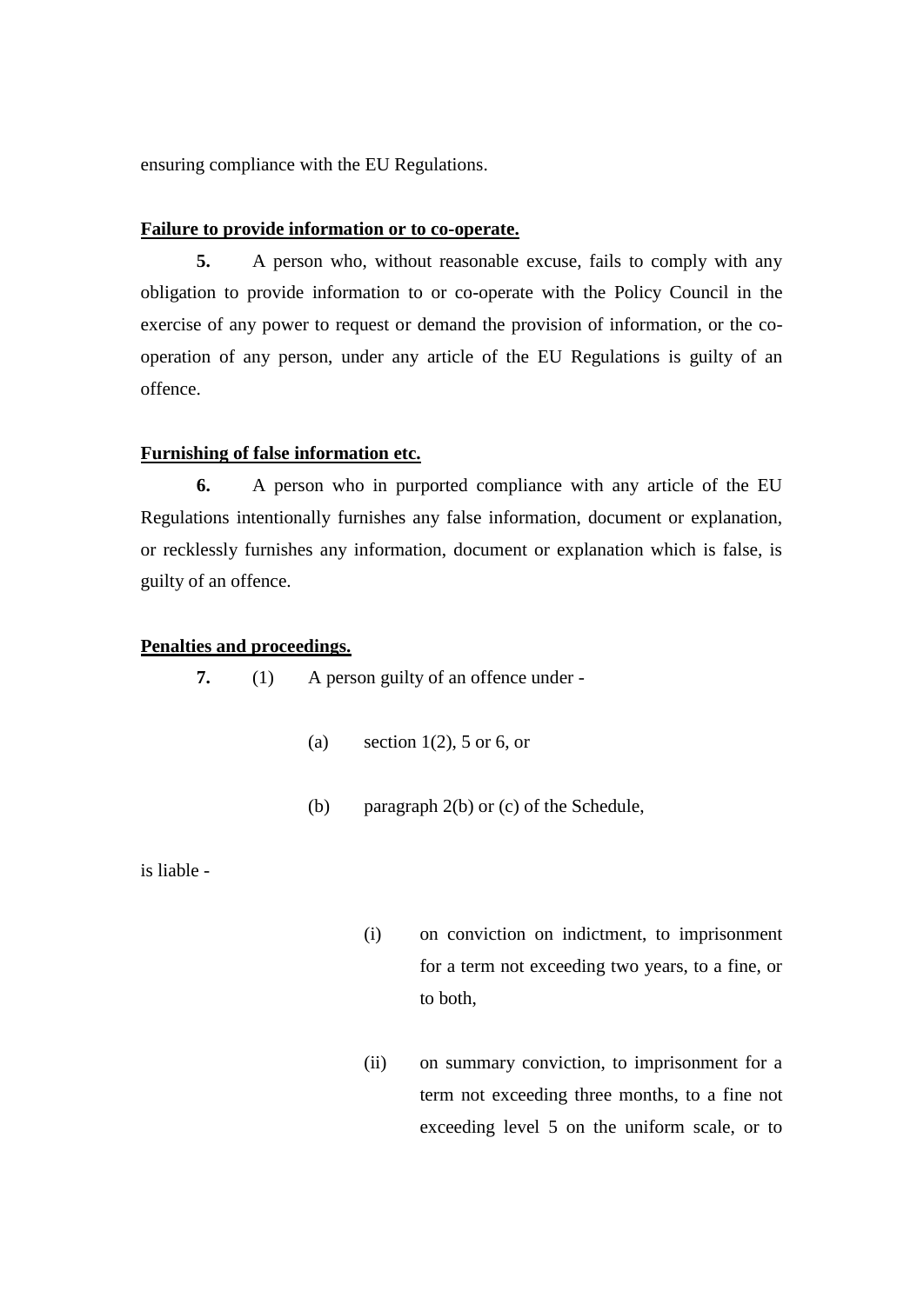ensuring compliance with the EU Regulations.

**<u>Failure to provide information or to co-operate.</u>**

**5.** A person who, without reasonable excuse, fails to comply with any obligation to provide information to or co-operate with the Policy Council in the exercise of any power to request or demand the provision of information, or the co-operation of any person, under any article of the EU Regulations is guilty of an offence.

**<u>Furnishing of false information etc.</u>**

**6.** A person who in purported compliance with any article of the EU Regulations intentionally furnishes any false information, document or explanation, or recklessly furnishes any information, document or explanation which is false, is guilty of an offence.

**<u>Penalties and proceedings.</u>**

**7.** (1) A person guilty of an offence under -

(a) section 1(2), 5 or 6, or

(b) paragraph 2(b) or (c) of the Schedule,

is liable -

(i) on conviction on indictment, to imprisonment for a term not exceeding two years, to a fine, or to both,

(ii) on summary conviction, to imprisonment for a term not exceeding three months, to a fine not exceeding level 5 on the uniform scale, or to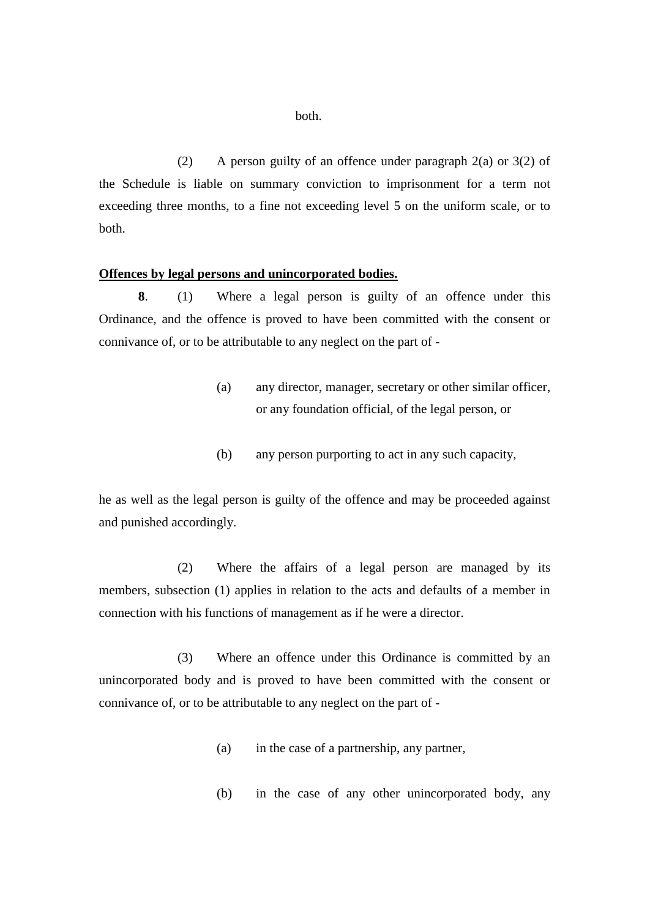both.

(2) A person guilty of an offence under paragraph 2(a) or 3(2) of the Schedule is liable on summary conviction to imprisonment for a term not exceeding three months, to a fine not exceeding level 5 on the uniform scale, or to both.

**Offences by legal persons and unincorporated bodies.**

**8**. (1) Where a legal person is guilty of an offence under this Ordinance, and the offence is proved to have been committed with the consent or connivance of, or to be attributable to any neglect on the part of -

(a) any director, manager, secretary or other similar officer, or any foundation official, of the legal person, or

(b) any person purporting to act in any such capacity,

he as well as the legal person is guilty of the offence and may be proceeded against and punished accordingly.

(2) Where the affairs of a legal person are managed by its members, subsection (1) applies in relation to the acts and defaults of a member in connection with his functions of management as if he were a director.

(3) Where an offence under this Ordinance is committed by an unincorporated body and is proved to have been committed with the consent or connivance of, or to be attributable to any neglect on the part of -

(a) in the case of a partnership, any partner,

(b) in the case of any other unincorporated body, any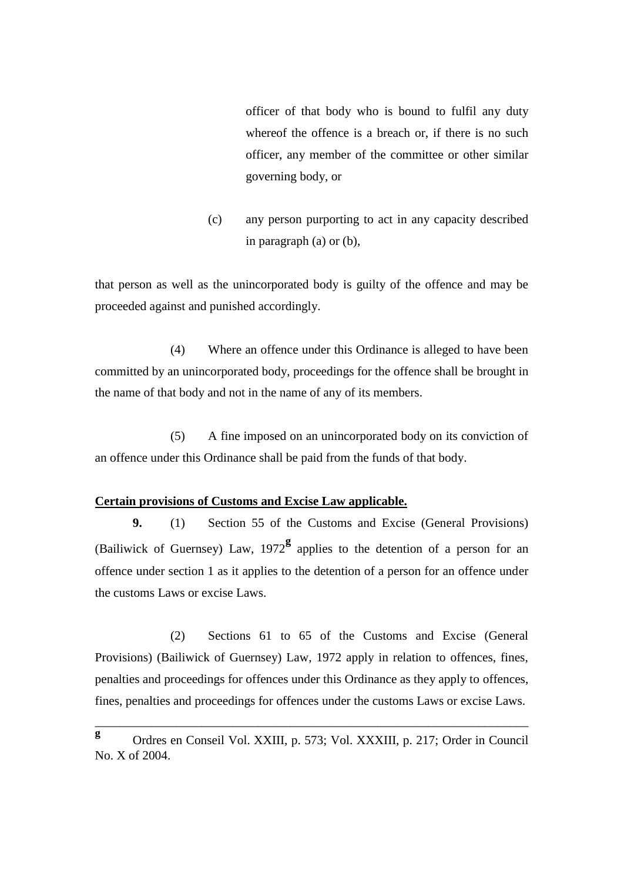officer of that body who is bound to fulfil any duty whereof the offence is a breach or, if there is no such officer, any member of the committee or other similar governing body, or

(c) any person purporting to act in any capacity described in paragraph (a) or (b),

that person as well as the unincorporated body is guilty of the offence and may be proceeded against and punished accordingly.

(4) Where an offence under this Ordinance is alleged to have been committed by an unincorporated body, proceedings for the offence shall be brought in the name of that body and not in the name of any of its members.

(5) A fine imposed on an unincorporated body on its conviction of an offence under this Ordinance shall be paid from the funds of that body.

**Certain provisions of Customs and Excise Law applicable.**

**9.** (1) Section 55 of the Customs and Excise (General Provisions) (Bailiwick of Guernsey) Law, 1972[g] applies to the detention of a person for an offence under section 1 as it applies to the detention of a person for an offence under the customs Laws or excise Laws.

(2) Sections 61 to 65 of the Customs and Excise (General Provisions) (Bailiwick of Guernsey) Law, 1972 apply in relation to offences, fines, penalties and proceedings for offences under this Ordinance as they apply to offences, fines, penalties and proceedings for offences under the customs Laws or excise Laws.

---

[g] Ordres en Conseil Vol. XXIII, p. 573; Vol. XXXIII, p. 217; Order in Council No. X of 2004.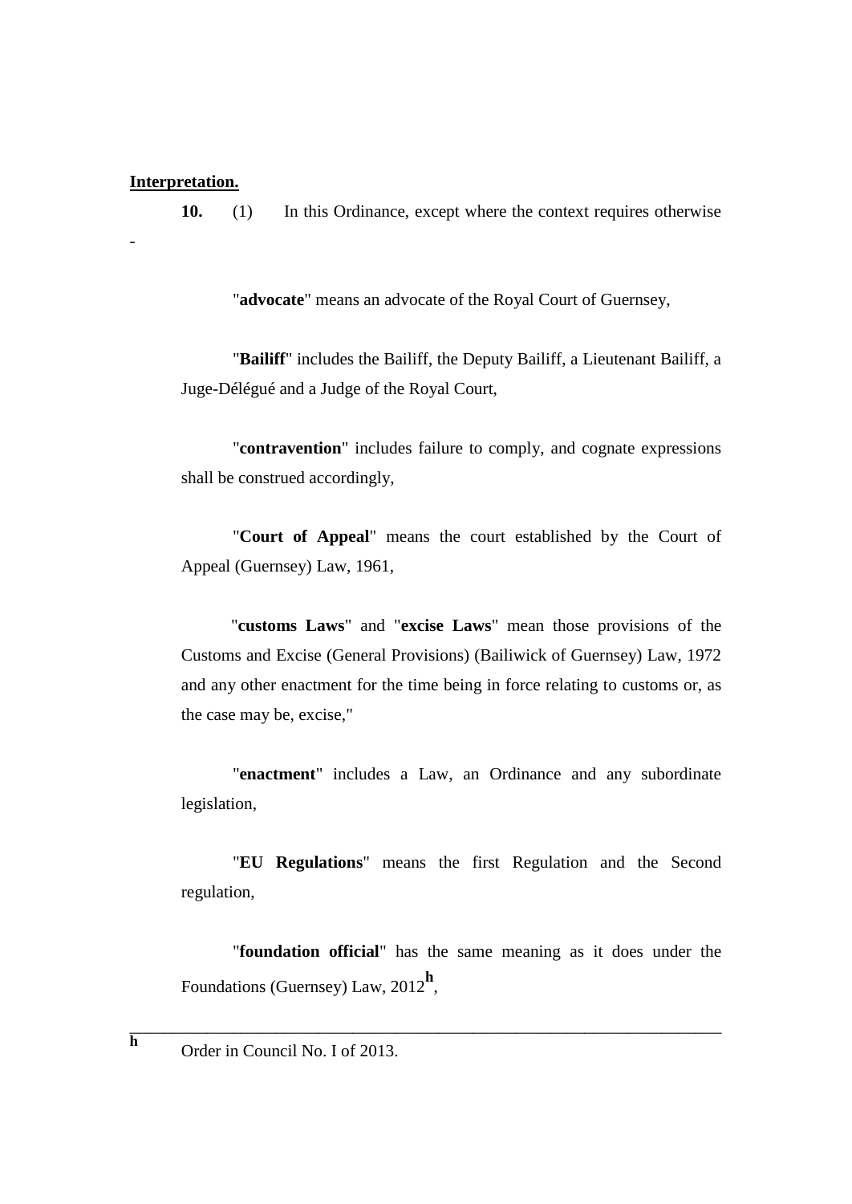**Interpretation.**

**10.** (1) In this Ordinance, except where the context requires otherwise -

"**advocate**" means an advocate of the Royal Court of Guernsey,

"**Bailiff**" includes the Bailiff, the Deputy Bailiff, a Lieutenant Bailiff, a Juge-Délégué and a Judge of the Royal Court,

"**contravention**" includes failure to comply, and cognate expressions shall be construed accordingly,

"**Court of Appeal**" means the court established by the Court of Appeal (Guernsey) Law, 1961,

"**customs Laws**" and "**excise Laws**" mean those provisions of the Customs and Excise (General Provisions) (Bailiwick of Guernsey) Law, 1972 and any other enactment for the time being in force relating to customs or, as the case may be, excise,"

"**enactment**" includes a Law, an Ordinance and any subordinate legislation,

"**EU Regulations**" means the first Regulation and the Second regulation,

"**foundation official**" has the same meaning as it does under the Foundations (Guernsey) Law, 2012[h],

---

[h] Order in Council No. I of 2013.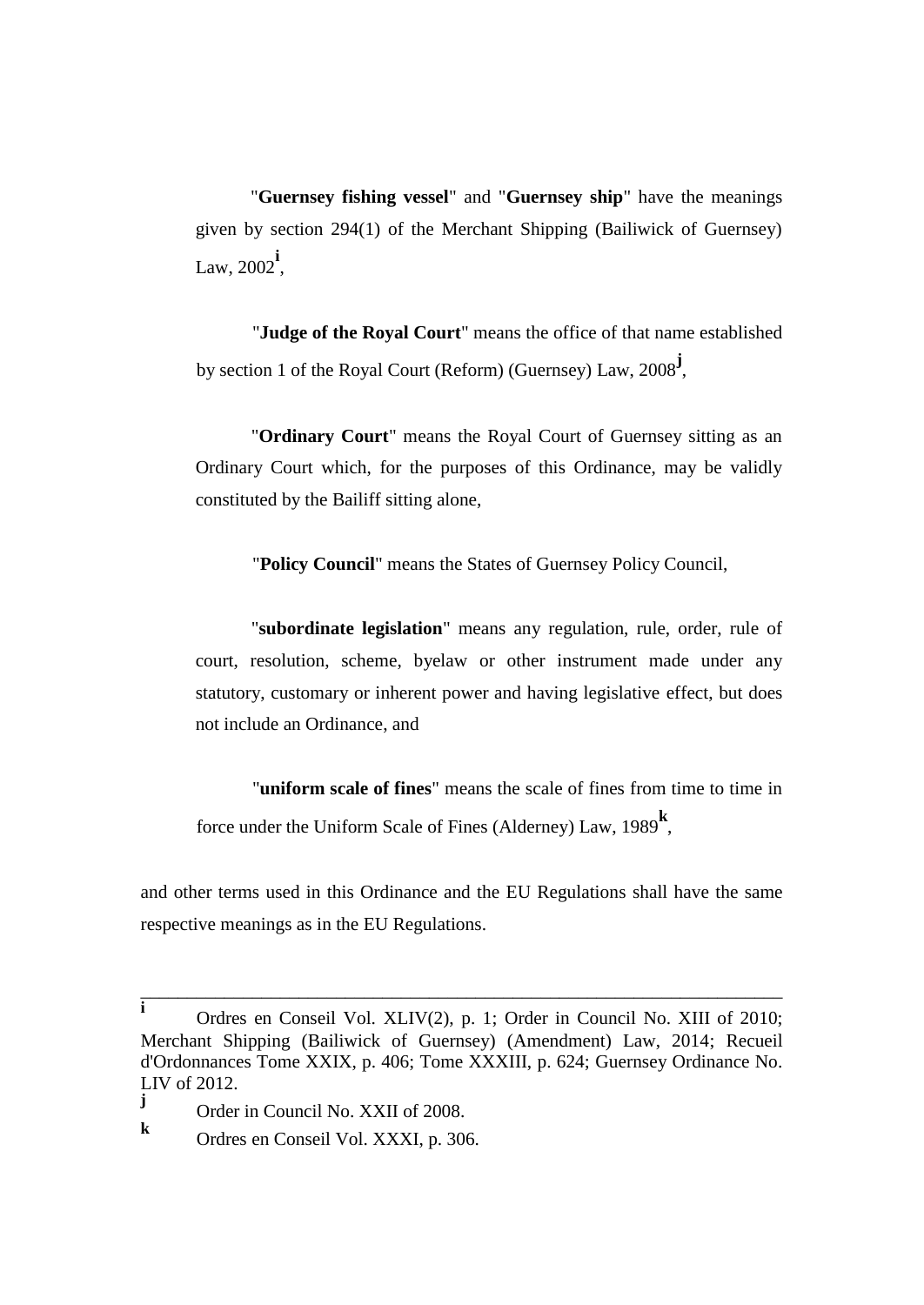"**Guernsey fishing vessel**" and "**Guernsey ship**" have the meanings given by section 294(1) of the Merchant Shipping (Bailiwick of Guernsey) Law, 2002[i],

"**Judge of the Royal Court**" means the office of that name established by section 1 of the Royal Court (Reform) (Guernsey) Law, 2008[j],

"**Ordinary Court**" means the Royal Court of Guernsey sitting as an Ordinary Court which, for the purposes of this Ordinance, may be validly constituted by the Bailiff sitting alone,

"**Policy Council**" means the States of Guernsey Policy Council,

"**subordinate legislation**" means any regulation, rule, order, rule of court, resolution, scheme, byelaw or other instrument made under any statutory, customary or inherent power and having legislative effect, but does not include an Ordinance, and

"**uniform scale of fines**" means the scale of fines from time to time in force under the Uniform Scale of Fines (Alderney) Law, 1989[k],

and other terms used in this Ordinance and the EU Regulations shall have the same respective meanings as in the EU Regulations.

---

[i] Ordres en Conseil Vol. XLIV(2), p. 1; Order in Council No. XIII of 2010; Merchant Shipping (Bailiwick of Guernsey) (Amendment) Law, 2014; Recueil d'Ordonnances Tome XXIX, p. 406; Tome XXXIII, p. 624; Guernsey Ordinance No. LIV of 2012.

[j] Order in Council No. XXII of 2008.

[k] Ordres en Conseil Vol. XXXI, p. 306.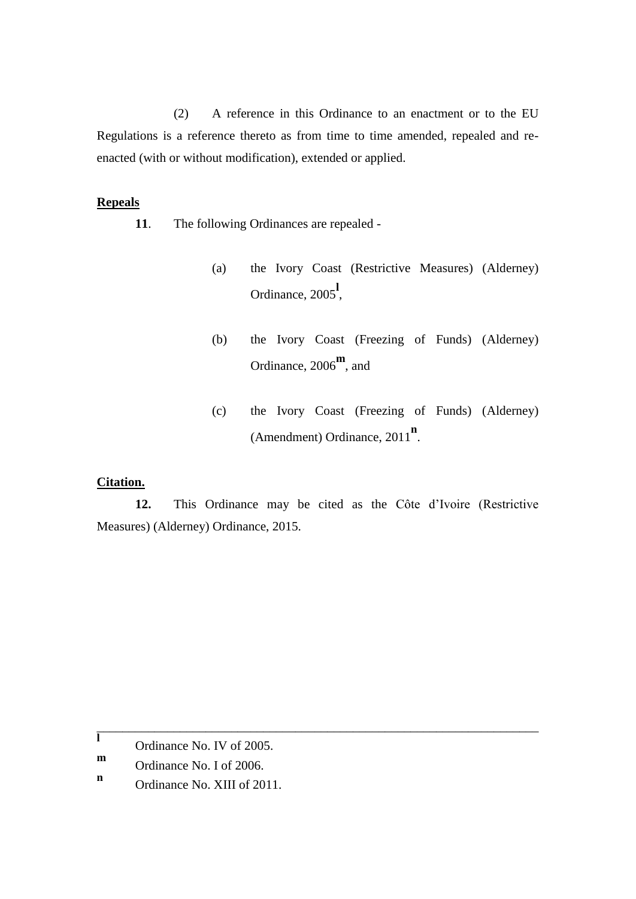(2) A reference in this Ordinance to an enactment or to the EU Regulations is a reference thereto as from time to time amended, repealed and re-enacted (with or without modification), extended or applied.

**Repeals**

**11**. The following Ordinances are repealed -

(a) the Ivory Coast (Restrictive Measures) (Alderney) Ordinance, 2005[l],

(b) the Ivory Coast (Freezing of Funds) (Alderney) Ordinance, 2006[m], and

(c) the Ivory Coast (Freezing of Funds) (Alderney) (Amendment) Ordinance, 2011[n].

**Citation.**

**12.** This Ordinance may be cited as the Côte d'Ivoire (Restrictive Measures) (Alderney) Ordinance, 2015.

---

[l] Ordinance No. IV of 2005.

[m] Ordinance No. I of 2006.

[n] Ordinance No. XIII of 2011.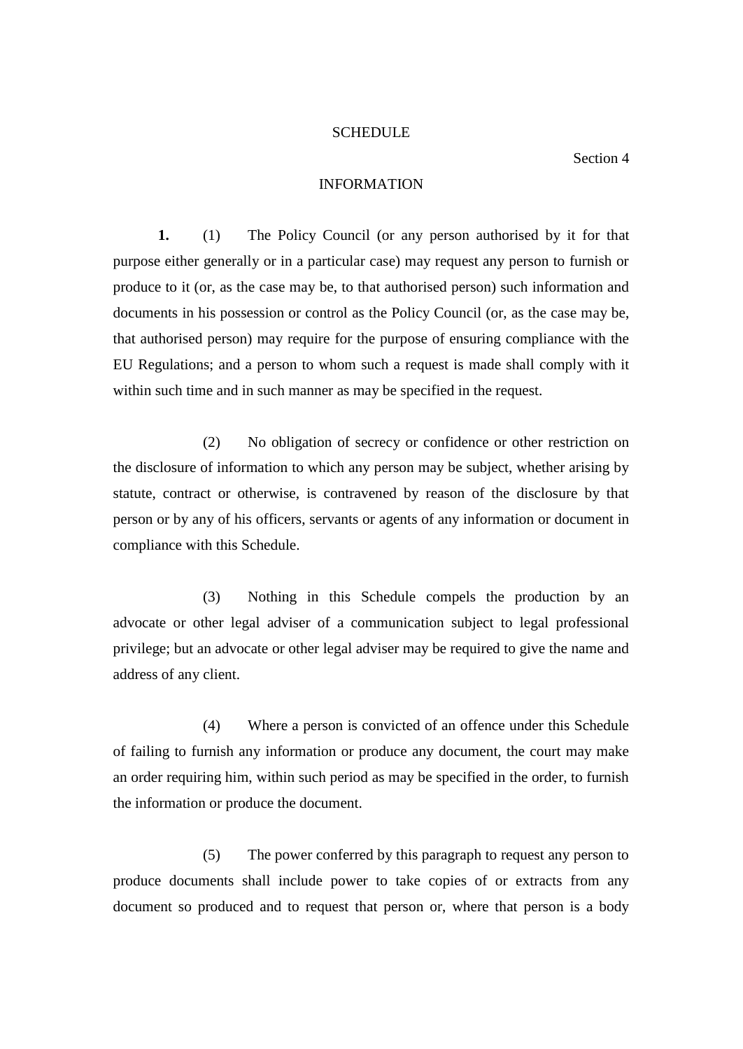# SCHEDULE

Section 4

## INFORMATION

**1.** (1) The Policy Council (or any person authorised by it for that purpose either generally or in a particular case) may request any person to furnish or produce to it (or, as the case may be, to that authorised person) such information and documents in his possession or control as the Policy Council (or, as the case may be, that authorised person) may require for the purpose of ensuring compliance with the EU Regulations; and a person to whom such a request is made shall comply with it within such time and in such manner as may be specified in the request.

(2) No obligation of secrecy or confidence or other restriction on the disclosure of information to which any person may be subject, whether arising by statute, contract or otherwise, is contravened by reason of the disclosure by that person or by any of his officers, servants or agents of any information or document in compliance with this Schedule.

(3) Nothing in this Schedule compels the production by an advocate or other legal adviser of a communication subject to legal professional privilege; but an advocate or other legal adviser may be required to give the name and address of any client.

(4) Where a person is convicted of an offence under this Schedule of failing to furnish any information or produce any document, the court may make an order requiring him, within such period as may be specified in the order, to furnish the information or produce the document.

(5) The power conferred by this paragraph to request any person to produce documents shall include power to take copies of or extracts from any document so produced and to request that person or, where that person is a body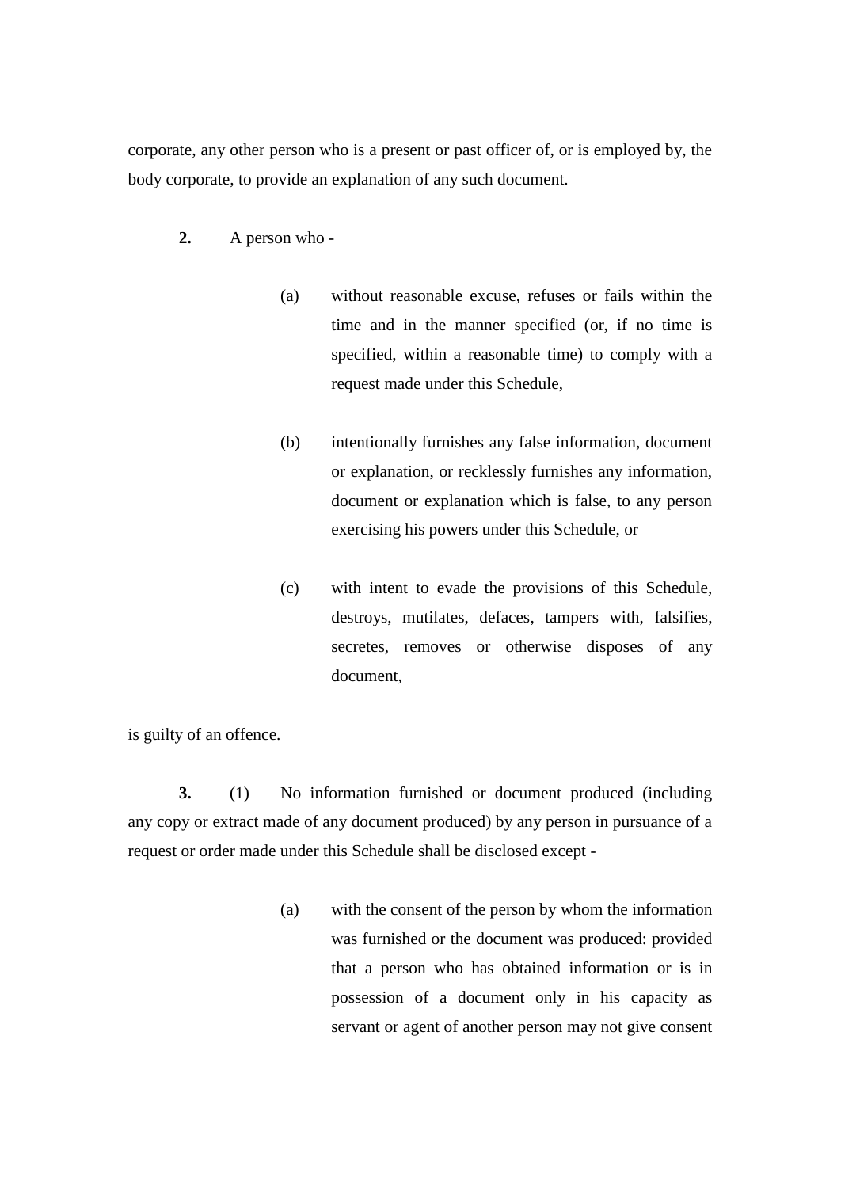corporate, any other person who is a present or past officer of, or is employed by, the body corporate, to provide an explanation of any such document.

**2.** A person who -

> (a) without reasonable excuse, refuses or fails within the time and in the manner specified (or, if no time is specified, within a reasonable time) to comply with a request made under this Schedule,
>
> (b) intentionally furnishes any false information, document or explanation, or recklessly furnishes any information, document or explanation which is false, to any person exercising his powers under this Schedule, or
>
> (c) with intent to evade the provisions of this Schedule, destroys, mutilates, defaces, tampers with, falsifies, secretes, removes or otherwise disposes of any document,

is guilty of an offence.

**3.** (1) No information furnished or document produced (including any copy or extract made of any document produced) by any person in pursuance of a request or order made under this Schedule shall be disclosed except -

> (a) with the consent of the person by whom the information was furnished or the document was produced: provided that a person who has obtained information or is in possession of a document only in his capacity as servant or agent of another person may not give consent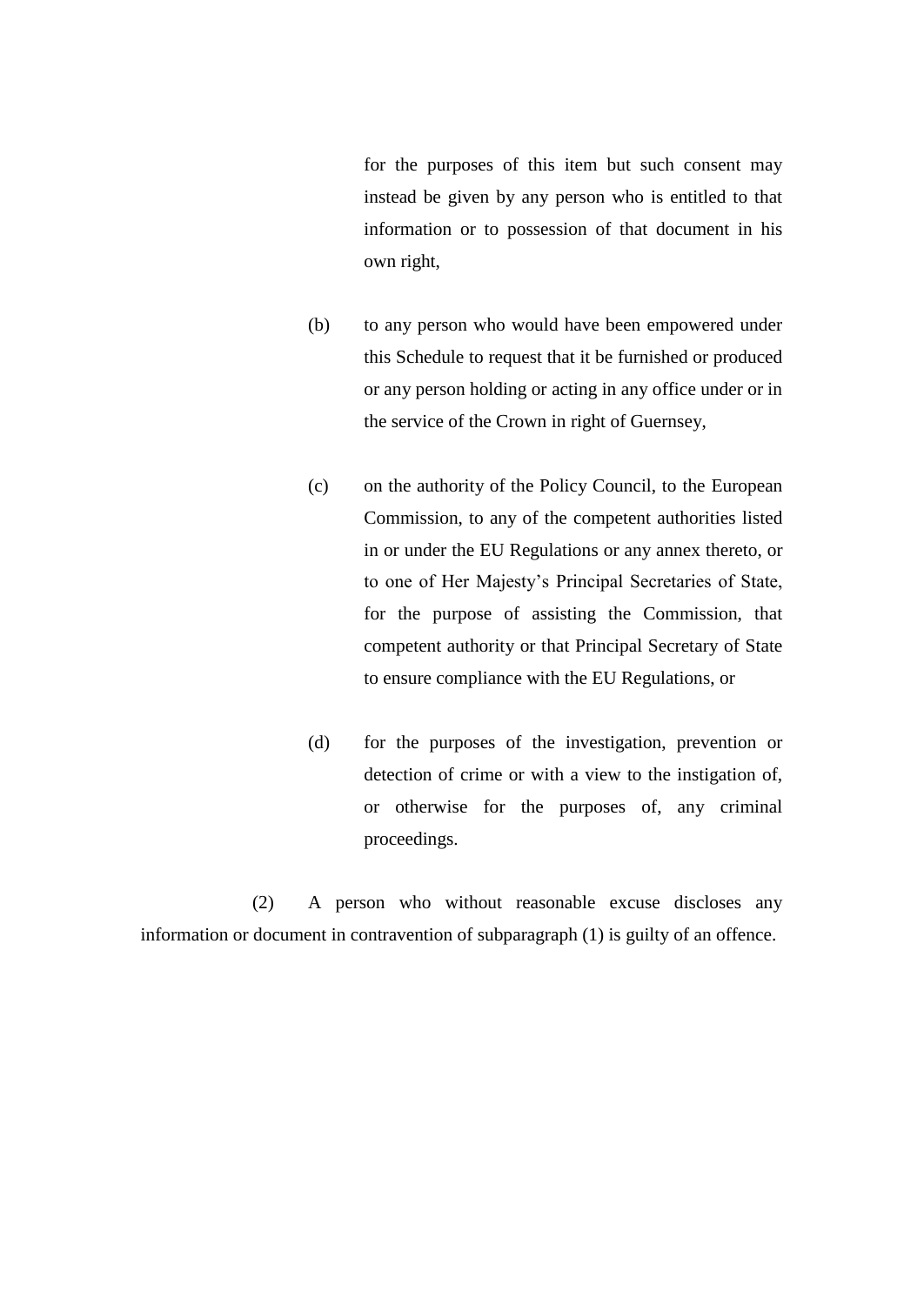for the purposes of this item but such consent may instead be given by any person who is entitled to that information or to possession of that document in his own right,

(b) to any person who would have been empowered under this Schedule to request that it be furnished or produced or any person holding or acting in any office under or in the service of the Crown in right of Guernsey,

(c) on the authority of the Policy Council, to the European Commission, to any of the competent authorities listed in or under the EU Regulations or any annex thereto, or to one of Her Majesty's Principal Secretaries of State, for the purpose of assisting the Commission, that competent authority or that Principal Secretary of State to ensure compliance with the EU Regulations, or

(d) for the purposes of the investigation, prevention or detection of crime or with a view to the instigation of, or otherwise for the purposes of, any criminal proceedings.

(2) A person who without reasonable excuse discloses any information or document in contravention of subparagraph (1) is guilty of an offence.